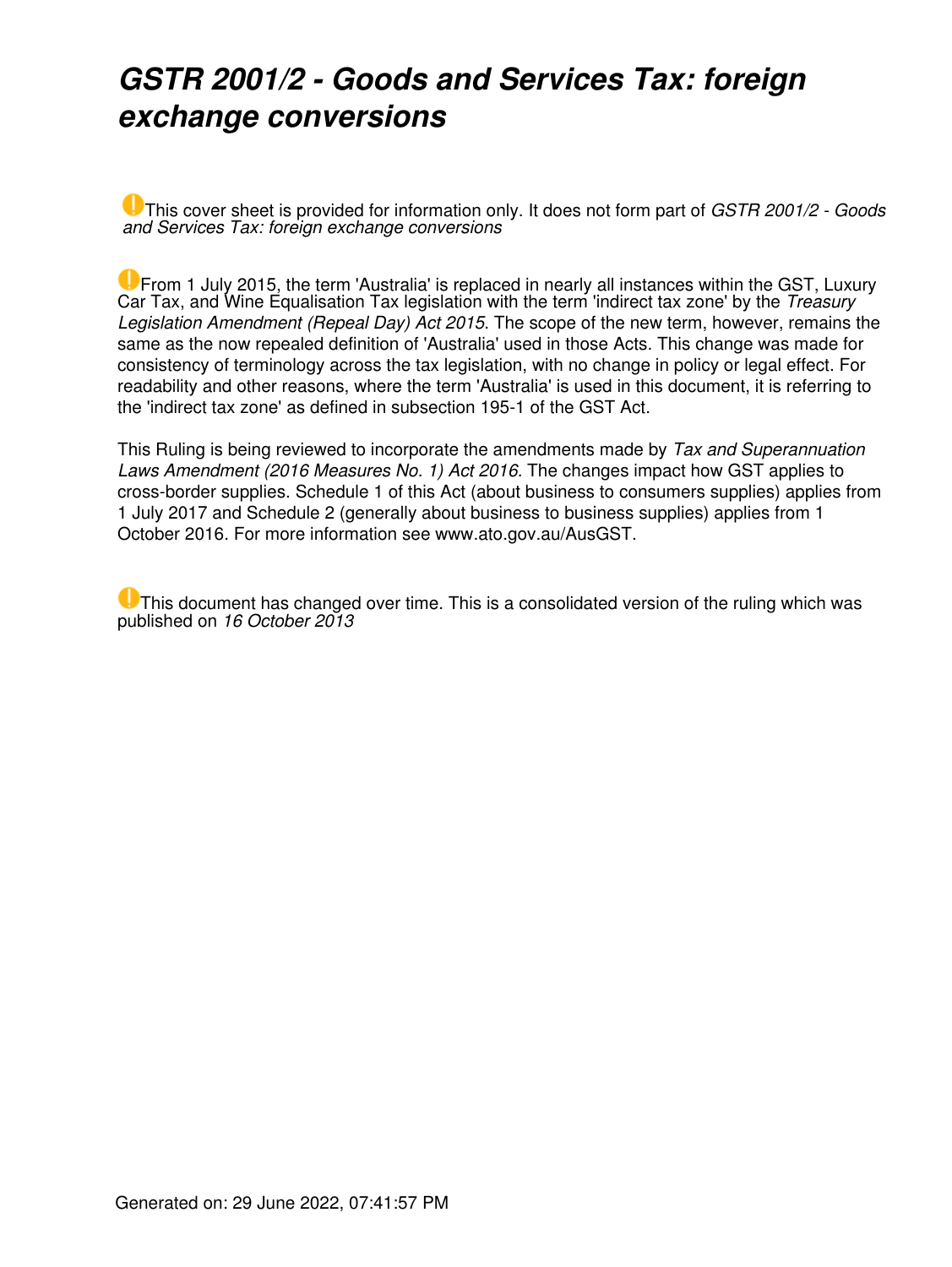# *GSTR 2001/2 - Goods and Services Tax: foreign exchange conversions*

This cover sheet is provided for information only. It does not form part of *GSTR 2001/2 - Goods and Services Tax: foreign exchange conversions*

From 1 July 2015, the term 'Australia' is replaced in nearly all instances within the GST, Luxury Car Tax, and Wine Equalisation Tax legislation with the term 'indirect tax zone' by the *Treasury Legislation Amendment (Repeal Day) Act 2015*. The scope of the new term, however, remains the same as the now repealed definition of 'Australia' used in those Acts. This change was made for consistency of terminology across the tax legislation, with no change in policy or legal effect. For readability and other reasons, where the term 'Australia' is used in this document, it is referring to the 'indirect tax zone' as defined in subsection 195-1 of the GST Act.

This Ruling is being reviewed to incorporate the amendments made by *Tax and Superannuation Laws Amendment (2016 Measures No. 1) Act 2016.* The changes impact how GST applies to cross-border supplies. Schedule 1 of this Act (about business to consumers supplies) applies from 1 July 2017 and Schedule 2 (generally about business to business supplies) applies from 1 October 2016. For more information see www.ato.gov.au/AusGST.

This document has changed over time. This is a consolidated version of the ruling which was published on *16 October 2013*

Generated on: 29 June 2022, 07:41:57 PM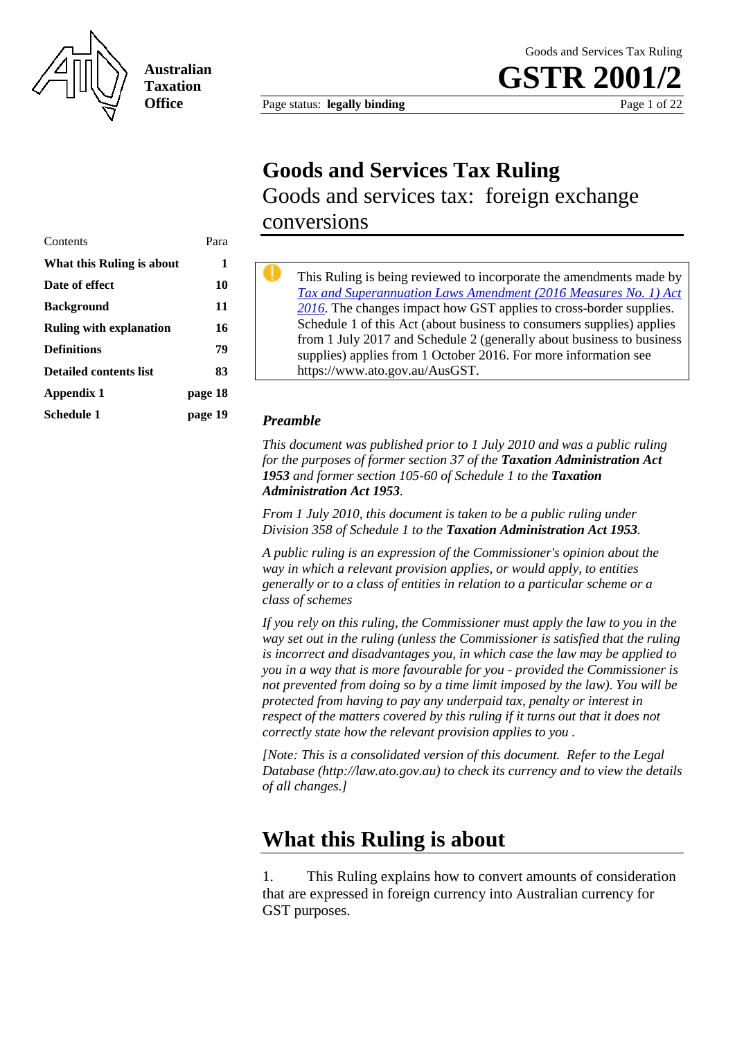# Goods and Services Tax Ruling

Goods and services tax: foreign exchange conversions

| Contents | Para |
|---|---|
| **What this Ruling is about** | **1** |
| **Date of effect** | **10** |
| **Background** | **11** |
| **Ruling with explanation** | **16** |
| **Definitions** | **79** |
| **Detailed contents list** | **83** |
| **Appendix 1** | **page 18** |
| **Schedule 1** | **page 19** |

This Ruling is being reviewed to incorporate the amendments made by *Tax and Superannuation Laws Amendment (2016 Measures No. 1) Act 2016*. The changes impact how GST applies to cross-border supplies. Schedule 1 of this Act (about business to consumers supplies) applies from 1 July 2017 and Schedule 2 (generally about business to business supplies) applies from 1 October 2016. For more information see https://www.ato.gov.au/AusGST.

### *Preamble*

*This document was published prior to 1 July 2010 and was a public ruling for the purposes of former section 37 of the **Taxation Administration Act 1953** and former section 105-60 of Schedule 1 to the **Taxation Administration Act 1953**.*

*From 1 July 2010, this document is taken to be a public ruling under Division 358 of Schedule 1 to the **Taxation Administration Act 1953**.*

*A public ruling is an expression of the Commissioner's opinion about the way in which a relevant provision applies, or would apply, to entities generally or to a class of entities in relation to a particular scheme or a class of schemes*

*If you rely on this ruling, the Commissioner must apply the law to you in the way set out in the ruling (unless the Commissioner is satisfied that the ruling is incorrect and disadvantages you, in which case the law may be applied to you in a way that is more favourable for you - provided the Commissioner is not prevented from doing so by a time limit imposed by the law). You will be protected from having to pay any underpaid tax, penalty or interest in respect of the matters covered by this ruling if it turns out that it does not correctly state how the relevant provision applies to you .*

*[Note: This is a consolidated version of this document. Refer to the Legal Database (http://law.ato.gov.au) to check its currency and to view the details of all changes.]*

## What this Ruling is about

1. This Ruling explains how to convert amounts of consideration that are expressed in foreign currency into Australian currency for GST purposes.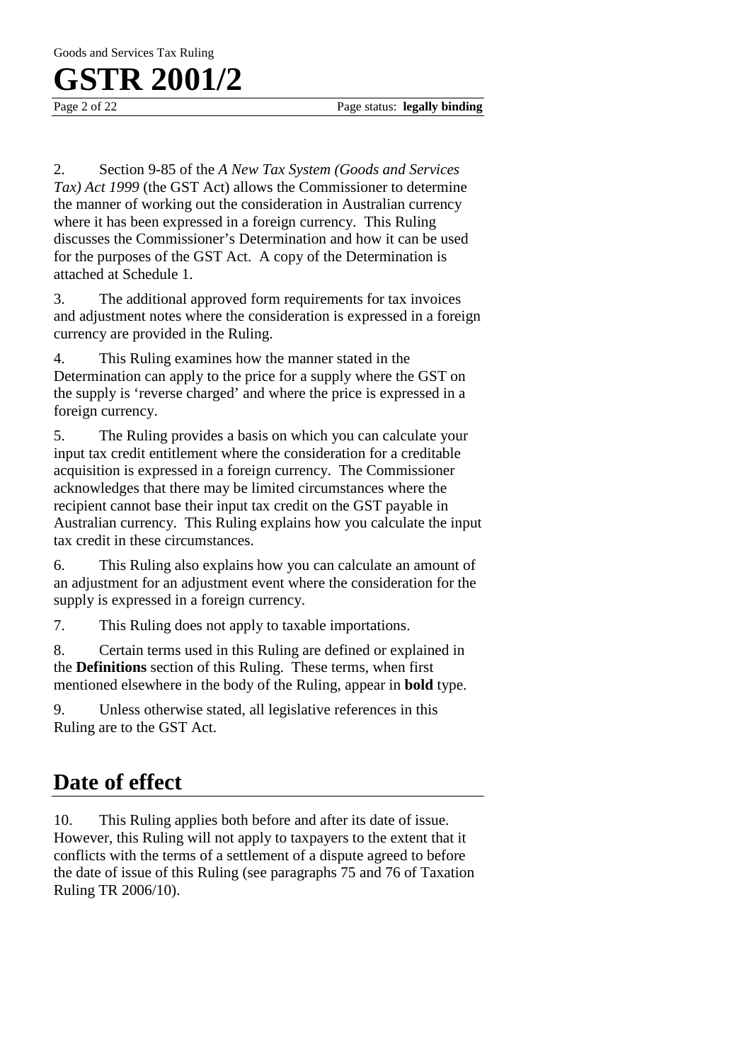2. Section 9-85 of the *A New Tax System (Goods and Services Tax) Act 1999* (the GST Act) allows the Commissioner to determine the manner of working out the consideration in Australian currency where it has been expressed in a foreign currency. This Ruling discusses the Commissioner's Determination and how it can be used for the purposes of the GST Act. A copy of the Determination is attached at Schedule 1.

3. The additional approved form requirements for tax invoices and adjustment notes where the consideration is expressed in a foreign currency are provided in the Ruling.

4. This Ruling examines how the manner stated in the Determination can apply to the price for a supply where the GST on the supply is 'reverse charged' and where the price is expressed in a foreign currency.

5. The Ruling provides a basis on which you can calculate your input tax credit entitlement where the consideration for a creditable acquisition is expressed in a foreign currency. The Commissioner acknowledges that there may be limited circumstances where the recipient cannot base their input tax credit on the GST payable in Australian currency. This Ruling explains how you calculate the input tax credit in these circumstances.

6. This Ruling also explains how you can calculate an amount of an adjustment for an adjustment event where the consideration for the supply is expressed in a foreign currency.

7. This Ruling does not apply to taxable importations.

8. Certain terms used in this Ruling are defined or explained in the **Definitions** section of this Ruling. These terms, when first mentioned elsewhere in the body of the Ruling, appear in **bold** type.

9. Unless otherwise stated, all legislative references in this Ruling are to the GST Act.

## Date of effect

10. This Ruling applies both before and after its date of issue. However, this Ruling will not apply to taxpayers to the extent that it conflicts with the terms of a settlement of a dispute agreed to before the date of issue of this Ruling (see paragraphs 75 and 76 of Taxation Ruling TR 2006/10).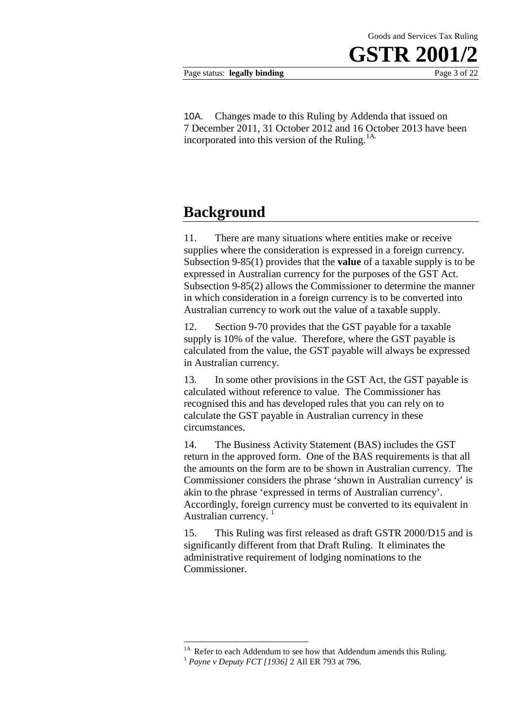10A. Changes made to this Ruling by Addenda that issued on 7 December 2011, 31 October 2012 and 16 October 2013 have been incorporated into this version of the Ruling.[1A]

## Background

11. There are many situations where entities make or receive supplies where the consideration is expressed in a foreign currency. Subsection 9-85(1) provides that the **value** of a taxable supply is to be expressed in Australian currency for the purposes of the GST Act. Subsection 9-85(2) allows the Commissioner to determine the manner in which consideration in a foreign currency is to be converted into Australian currency to work out the value of a taxable supply.

12. Section 9-70 provides that the GST payable for a taxable supply is 10% of the value. Therefore, where the GST payable is calculated from the value, the GST payable will always be expressed in Australian currency.

13. In some other provisions in the GST Act, the GST payable is calculated without reference to value. The Commissioner has recognised this and has developed rules that you can rely on to calculate the GST payable in Australian currency in these circumstances.

14. The Business Activity Statement (BAS) includes the GST return in the approved form. One of the BAS requirements is that all the amounts on the form are to be shown in Australian currency. The Commissioner considers the phrase 'shown in Australian currency' is akin to the phrase 'expressed in terms of Australian currency'. Accordingly, foreign currency must be converted to its equivalent in Australian currency.[1]

15. This Ruling was first released as draft GSTR 2000/D15 and is significantly different from that Draft Ruling. It eliminates the administrative requirement of lodging nominations to the Commissioner.

---

[1A] Refer to each Addendum to see how that Addendum amends this Ruling.

[1] *Payne v Deputy FCT [1936]* 2 All ER 793 at 796.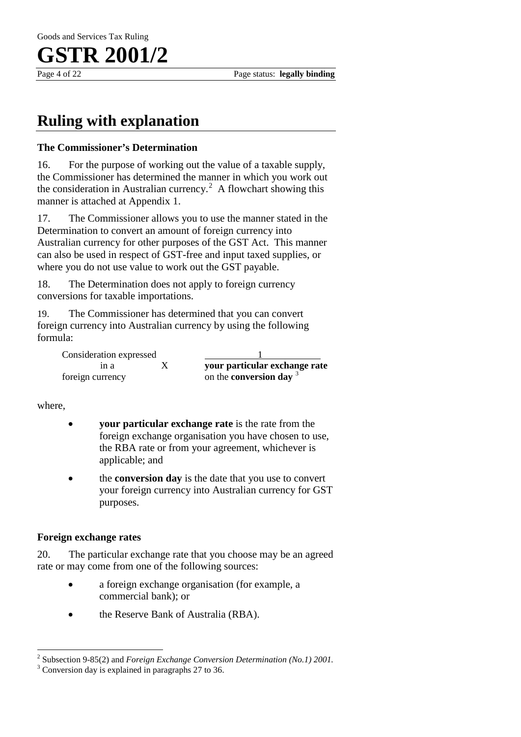## Ruling with explanation

### The Commissioner's Determination

16. For the purpose of working out the value of a taxable supply, the Commissioner has determined the manner in which you work out the consideration in Australian currency.[2] A flowchart showing this manner is attached at Appendix 1.

17. The Commissioner allows you to use the manner stated in the Determination to convert an amount of foreign currency into Australian currency for other purposes of the GST Act. This manner can also be used in respect of GST-free and input taxed supplies, or where you do not use value to work out the GST payable.

18. The Determination does not apply to foreign currency conversions for taxable importations.

19. The Commissioner has determined that you can convert foreign currency into Australian currency by using the following formula:

$$\text{Consideration expressed in a foreign currency} \times \frac{1}{\textbf{your particular exchange rate} \text{ on the } \textbf{conversion day}}$$ [3]

where,

- **your particular exchange rate** is the rate from the foreign exchange organisation you have chosen to use, the RBA rate or from your agreement, whichever is applicable; and
- the **conversion day** is the date that you use to convert your foreign currency into Australian currency for GST purposes.

### Foreign exchange rates

20. The particular exchange rate that you choose may be an agreed rate or may come from one of the following sources:

- a foreign exchange organisation (for example, a commercial bank); or
- the Reserve Bank of Australia (RBA).

---

[2] Subsection 9-85(2) and *Foreign Exchange Conversion Determination (No.1) 2001*.

[3] Conversion day is explained in paragraphs 27 to 36.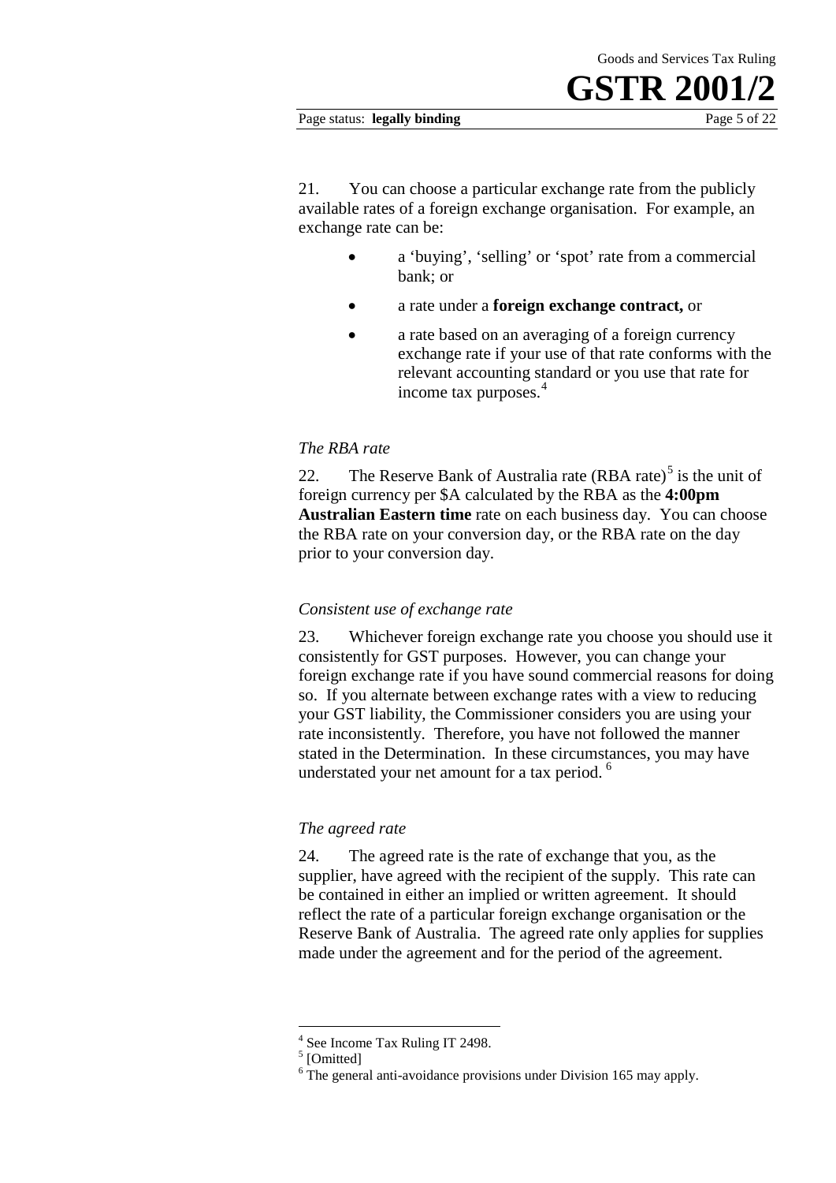21. You can choose a particular exchange rate from the publicly available rates of a foreign exchange organisation. For example, an exchange rate can be:

- a 'buying', 'selling' or 'spot' rate from a commercial bank; or
- a rate under a **foreign exchange contract,** or
- a rate based on an averaging of a foreign currency exchange rate if your use of that rate conforms with the relevant accounting standard or you use that rate for income tax purposes.[4]

*The RBA rate*

22. The Reserve Bank of Australia rate (RBA rate)[5] is the unit of foreign currency per $A calculated by the RBA as the **4:00pm Australian Eastern time** rate on each business day. You can choose the RBA rate on your conversion day, or the RBA rate on the day prior to your conversion day.

*Consistent use of exchange rate*

23. Whichever foreign exchange rate you choose you should use it consistently for GST purposes. However, you can change your foreign exchange rate if you have sound commercial reasons for doing so. If you alternate between exchange rates with a view to reducing your GST liability, the Commissioner considers you are using your rate inconsistently. Therefore, you have not followed the manner stated in the Determination. In these circumstances, you may have understated your net amount for a tax period.[6]

*The agreed rate*

24. The agreed rate is the rate of exchange that you, as the supplier, have agreed with the recipient of the supply. This rate can be contained in either an implied or written agreement. It should reflect the rate of a particular foreign exchange organisation or the Reserve Bank of Australia. The agreed rate only applies for supplies made under the agreement and for the period of the agreement.

---

[4] See Income Tax Ruling IT 2498.

[5] [Omitted]

[6] The general anti-avoidance provisions under Division 165 may apply.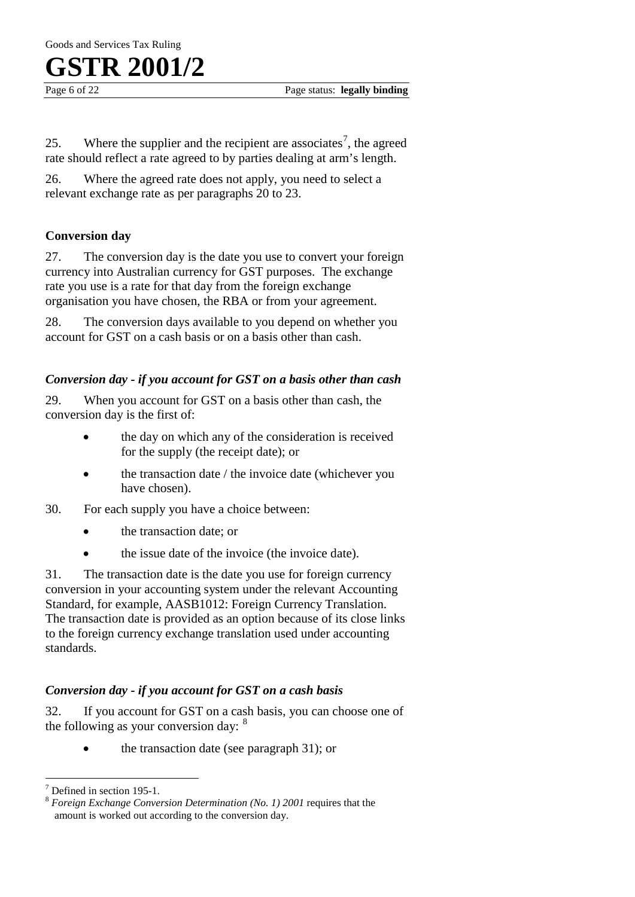25. Where the supplier and the recipient are associates[7], the agreed rate should reflect a rate agreed to by parties dealing at arm's length.

26. Where the agreed rate does not apply, you need to select a relevant exchange rate as per paragraphs 20 to 23.

### Conversion day

27. The conversion day is the date you use to convert your foreign currency into Australian currency for GST purposes. The exchange rate you use is a rate for that day from the foreign exchange organisation you have chosen, the RBA or from your agreement.

28. The conversion days available to you depend on whether you account for GST on a cash basis or on a basis other than cash.

#### *Conversion day - if you account for GST on a basis other than cash*

29. When you account for GST on a basis other than cash, the conversion day is the first of:

- the day on which any of the consideration is received for the supply (the receipt date); or
- the transaction date / the invoice date (whichever you have chosen).

30. For each supply you have a choice between:

- the transaction date; or
- the issue date of the invoice (the invoice date).

31. The transaction date is the date you use for foreign currency conversion in your accounting system under the relevant Accounting Standard, for example, AASB1012: Foreign Currency Translation. The transaction date is provided as an option because of its close links to the foreign currency exchange translation used under accounting standards.

#### *Conversion day - if you account for GST on a cash basis*

32. If you account for GST on a cash basis, you can choose one of the following as your conversion day: [8]

- the transaction date (see paragraph 31); or

---

[7] Defined in section 195-1.

[8] *Foreign Exchange Conversion Determination (No. 1) 2001* requires that the amount is worked out according to the conversion day.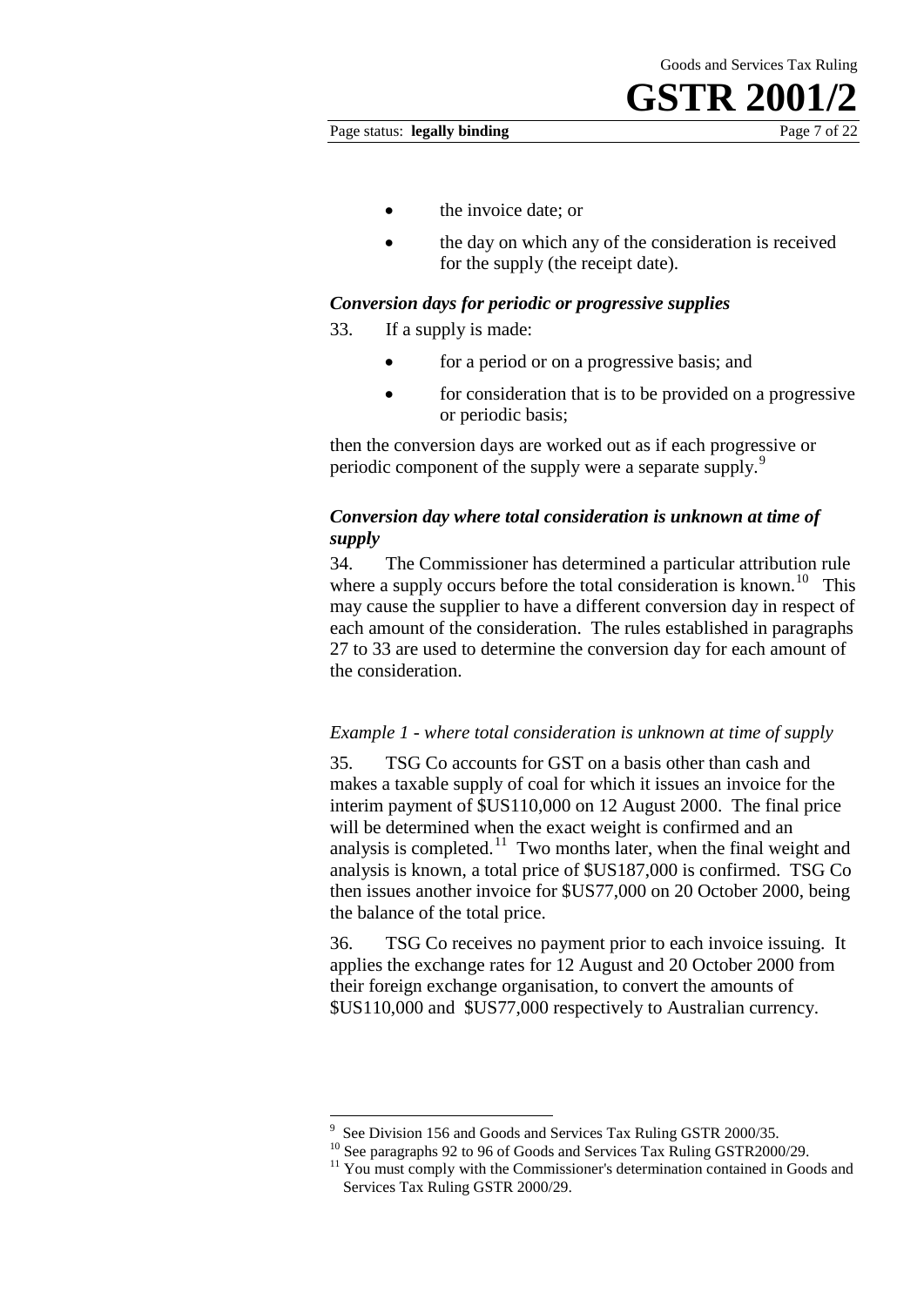- the invoice date; or
- the day on which any of the consideration is received for the supply (the receipt date).

### *Conversion days for periodic or progressive supplies*

33. If a supply is made:

- for a period or on a progressive basis; and
- for consideration that is to be provided on a progressive or periodic basis;

then the conversion days are worked out as if each progressive or periodic component of the supply were a separate supply.[9]

### *Conversion day where total consideration is unknown at time of supply*

34. The Commissioner has determined a particular attribution rule where a supply occurs before the total consideration is known.[10] This may cause the supplier to have a different conversion day in respect of each amount of the consideration. The rules established in paragraphs 27 to 33 are used to determine the conversion day for each amount of the consideration.

*Example 1 - where total consideration is unknown at time of supply*

35. TSG Co accounts for GST on a basis other than cash and makes a taxable supply of coal for which it issues an invoice for the interim payment of $US110,000 on 12 August 2000. The final price will be determined when the exact weight is confirmed and an analysis is completed.[11] Two months later, when the final weight and analysis is known, a total price of $US187,000 is confirmed. TSG Co then issues another invoice for $US77,000 on 20 October 2000, being the balance of the total price.

36. TSG Co receives no payment prior to each invoice issuing. It applies the exchange rates for 12 August and 20 October 2000 from their foreign exchange organisation, to convert the amounts of $US110,000 and $US77,000 respectively to Australian currency.

---

[9] See Division 156 and Goods and Services Tax Ruling GSTR 2000/35.

[10] See paragraphs 92 to 96 of Goods and Services Tax Ruling GSTR2000/29.

[11] You must comply with the Commissioner's determination contained in Goods and Services Tax Ruling GSTR 2000/29.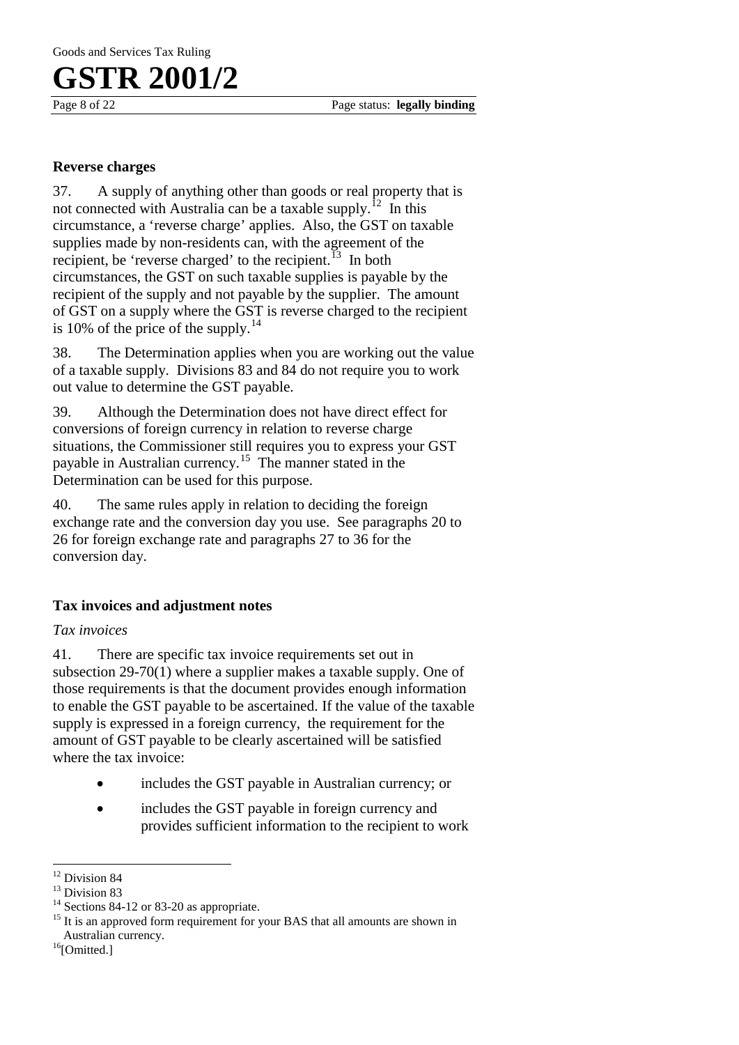### Reverse charges

37. A supply of anything other than goods or real property that is not connected with Australia can be a taxable supply.[12] In this circumstance, a 'reverse charge' applies. Also, the GST on taxable supplies made by non-residents can, with the agreement of the recipient, be 'reverse charged' to the recipient.[13] In both circumstances, the GST on such taxable supplies is payable by the recipient of the supply and not payable by the supplier. The amount of GST on a supply where the GST is reverse charged to the recipient is 10% of the price of the supply.[14]

38. The Determination applies when you are working out the value of a taxable supply. Divisions 83 and 84 do not require you to work out value to determine the GST payable.

39. Although the Determination does not have direct effect for conversions of foreign currency in relation to reverse charge situations, the Commissioner still requires you to express your GST payable in Australian currency.[15] The manner stated in the Determination can be used for this purpose.

40. The same rules apply in relation to deciding the foreign exchange rate and the conversion day you use. See paragraphs 20 to 26 for foreign exchange rate and paragraphs 27 to 36 for the conversion day.

### Tax invoices and adjustment notes

*Tax invoices*

41. There are specific tax invoice requirements set out in subsection 29-70(1) where a supplier makes a taxable supply. One of those requirements is that the document provides enough information to enable the GST payable to be ascertained. If the value of the taxable supply is expressed in a foreign currency, the requirement for the amount of GST payable to be clearly ascertained will be satisfied where the tax invoice:

- includes the GST payable in Australian currency; or
- includes the GST payable in foreign currency and provides sufficient information to the recipient to work

---

[12] Division 84

[13] Division 83

[14] Sections 84-12 or 83-20 as appropriate.

[15] It is an approved form requirement for your BAS that all amounts are shown in Australian currency.

[16] [Omitted.]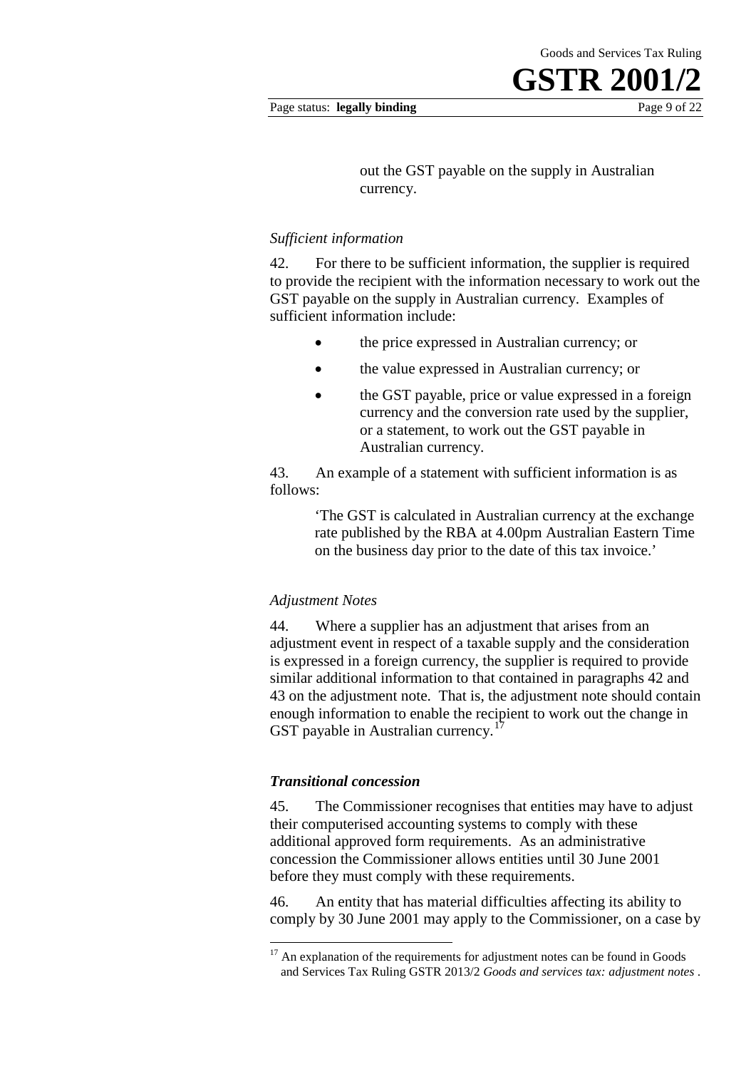out the GST payable on the supply in Australian currency.

### *Sufficient information*

42. For there to be sufficient information, the supplier is required to provide the recipient with the information necessary to work out the GST payable on the supply in Australian currency. Examples of sufficient information include:

- the price expressed in Australian currency; or
- the value expressed in Australian currency; or
- the GST payable, price or value expressed in a foreign currency and the conversion rate used by the supplier, or a statement, to work out the GST payable in Australian currency.

43. An example of a statement with sufficient information is as follows:

> 'The GST is calculated in Australian currency at the exchange rate published by the RBA at 4.00pm Australian Eastern Time on the business day prior to the date of this tax invoice.'

### *Adjustment Notes*

44. Where a supplier has an adjustment that arises from an adjustment event in respect of a taxable supply and the consideration is expressed in a foreign currency, the supplier is required to provide similar additional information to that contained in paragraphs 42 and 43 on the adjustment note. That is, the adjustment note should contain enough information to enable the recipient to work out the change in GST payable in Australian currency.[17]

### ***Transitional concession***

45. The Commissioner recognises that entities may have to adjust their computerised accounting systems to comply with these additional approved form requirements. As an administrative concession the Commissioner allows entities until 30 June 2001 before they must comply with these requirements.

46. An entity that has material difficulties affecting its ability to comply by 30 June 2001 may apply to the Commissioner, on a case by

---

[17] An explanation of the requirements for adjustment notes can be found in Goods and Services Tax Ruling GSTR 2013/2 *Goods and services tax: adjustment notes* .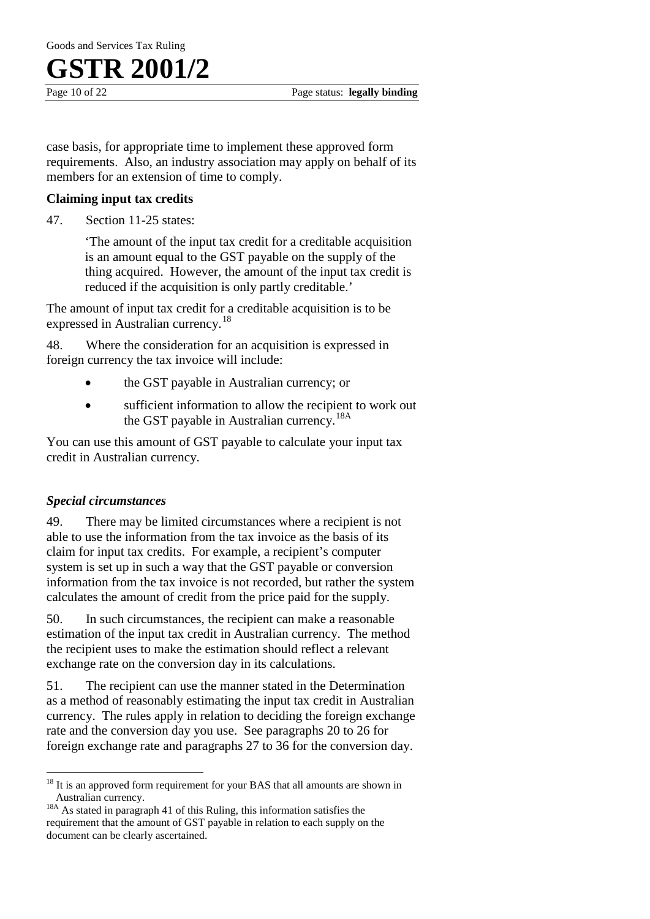case basis, for appropriate time to implement these approved form requirements. Also, an industry association may apply on behalf of its members for an extension of time to comply.

### Claiming input tax credits

47. Section 11-25 states:

> 'The amount of the input tax credit for a creditable acquisition is an amount equal to the GST payable on the supply of the thing acquired. However, the amount of the input tax credit is reduced if the acquisition is only partly creditable.'

The amount of input tax credit for a creditable acquisition is to be expressed in Australian currency.[18]

48. Where the consideration for an acquisition is expressed in foreign currency the tax invoice will include:

- the GST payable in Australian currency; or
- sufficient information to allow the recipient to work out the GST payable in Australian currency.[18A]

You can use this amount of GST payable to calculate your input tax credit in Australian currency.

#### *Special circumstances*

49. There may be limited circumstances where a recipient is not able to use the information from the tax invoice as the basis of its claim for input tax credits. For example, a recipient's computer system is set up in such a way that the GST payable or conversion information from the tax invoice is not recorded, but rather the system calculates the amount of credit from the price paid for the supply.

50. In such circumstances, the recipient can make a reasonable estimation of the input tax credit in Australian currency. The method the recipient uses to make the estimation should reflect a relevant exchange rate on the conversion day in its calculations.

51. The recipient can use the manner stated in the Determination as a method of reasonably estimating the input tax credit in Australian currency. The rules apply in relation to deciding the foreign exchange rate and the conversion day you use. See paragraphs 20 to 26 for foreign exchange rate and paragraphs 27 to 36 for the conversion day.

---

[18] It is an approved form requirement for your BAS that all amounts are shown in Australian currency.

[18A] As stated in paragraph 41 of this Ruling, this information satisfies the requirement that the amount of GST payable in relation to each supply on the document can be clearly ascertained.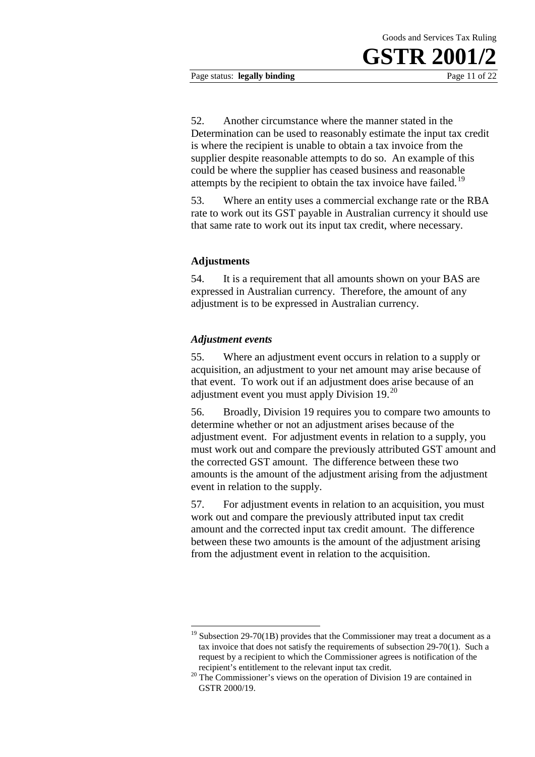52. Another circumstance where the manner stated in the Determination can be used to reasonably estimate the input tax credit is where the recipient is unable to obtain a tax invoice from the supplier despite reasonable attempts to do so. An example of this could be where the supplier has ceased business and reasonable attempts by the recipient to obtain the tax invoice have failed.[19]

53. Where an entity uses a commercial exchange rate or the RBA rate to work out its GST payable in Australian currency it should use that same rate to work out its input tax credit, where necessary.

## Adjustments

54. It is a requirement that all amounts shown on your BAS are expressed in Australian currency. Therefore, the amount of any adjustment is to be expressed in Australian currency.

### *Adjustment events*

55. Where an adjustment event occurs in relation to a supply or acquisition, an adjustment to your net amount may arise because of that event. To work out if an adjustment does arise because of an adjustment event you must apply Division 19.[20]

56. Broadly, Division 19 requires you to compare two amounts to determine whether or not an adjustment arises because of the adjustment event. For adjustment events in relation to a supply, you must work out and compare the previously attributed GST amount and the corrected GST amount. The difference between these two amounts is the amount of the adjustment arising from the adjustment event in relation to the supply.

57. For adjustment events in relation to an acquisition, you must work out and compare the previously attributed input tax credit amount and the corrected input tax credit amount. The difference between these two amounts is the amount of the adjustment arising from the adjustment event in relation to the acquisition.

---

[19] Subsection 29-70(1B) provides that the Commissioner may treat a document as a tax invoice that does not satisfy the requirements of subsection 29-70(1). Such a request by a recipient to which the Commissioner agrees is notification of the recipient's entitlement to the relevant input tax credit.

[20] The Commissioner's views on the operation of Division 19 are contained in GSTR 2000/19.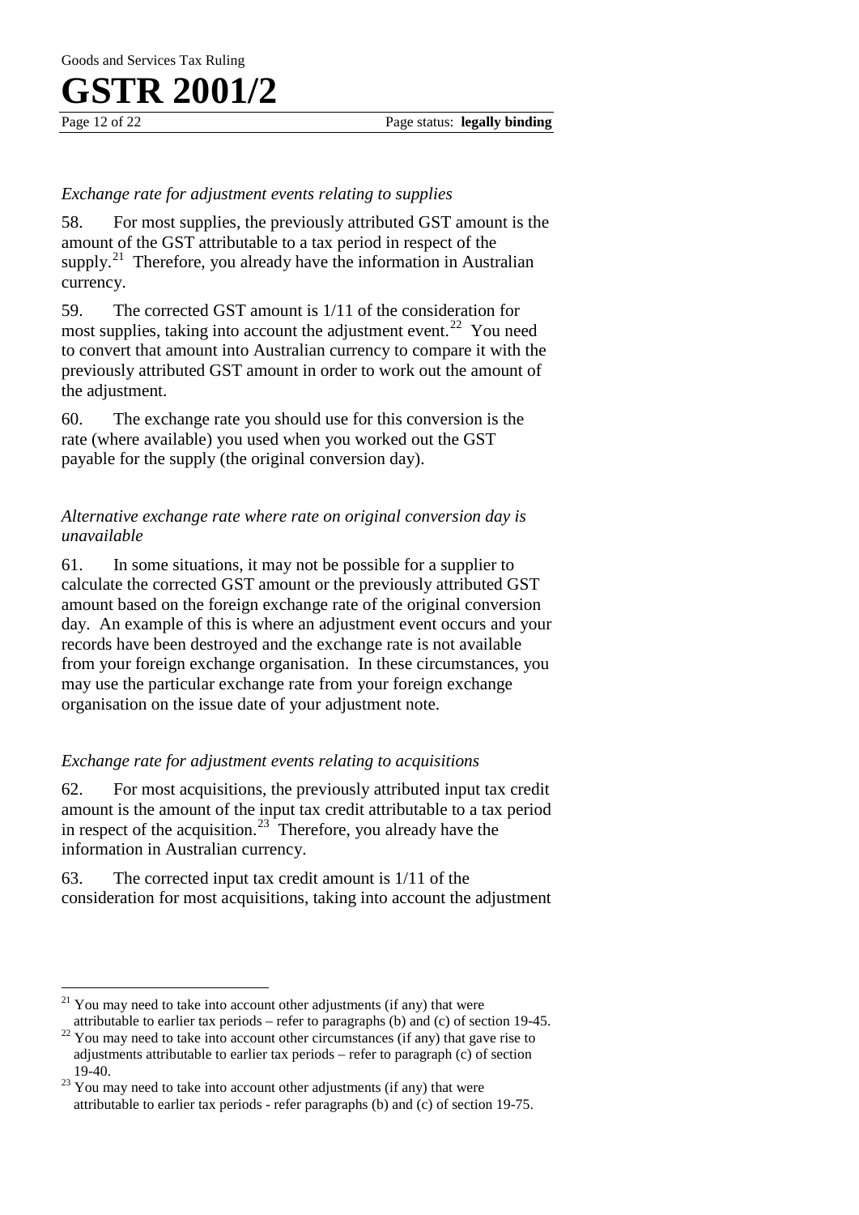*Exchange rate for adjustment events relating to supplies*

58. For most supplies, the previously attributed GST amount is the amount of the GST attributable to a tax period in respect of the supply.[21] Therefore, you already have the information in Australian currency.

59. The corrected GST amount is 1/11 of the consideration for most supplies, taking into account the adjustment event.[22] You need to convert that amount into Australian currency to compare it with the previously attributed GST amount in order to work out the amount of the adjustment.

60. The exchange rate you should use for this conversion is the rate (where available) you used when you worked out the GST payable for the supply (the original conversion day).

*Alternative exchange rate where rate on original conversion day is unavailable*

61. In some situations, it may not be possible for a supplier to calculate the corrected GST amount or the previously attributed GST amount based on the foreign exchange rate of the original conversion day. An example of this is where an adjustment event occurs and your records have been destroyed and the exchange rate is not available from your foreign exchange organisation. In these circumstances, you may use the particular exchange rate from your foreign exchange organisation on the issue date of your adjustment note.

*Exchange rate for adjustment events relating to acquisitions*

62. For most acquisitions, the previously attributed input tax credit amount is the amount of the input tax credit attributable to a tax period in respect of the acquisition.[23] Therefore, you already have the information in Australian currency.

63. The corrected input tax credit amount is 1/11 of the consideration for most acquisitions, taking into account the adjustment

---

[21] You may need to take into account other adjustments (if any) that were attributable to earlier tax periods – refer to paragraphs (b) and (c) of section 19-45.

[22] You may need to take into account other circumstances (if any) that gave rise to adjustments attributable to earlier tax periods – refer to paragraph (c) of section 19-40.

[23] You may need to take into account other adjustments (if any) that were attributable to earlier tax periods - refer paragraphs (b) and (c) of section 19-75.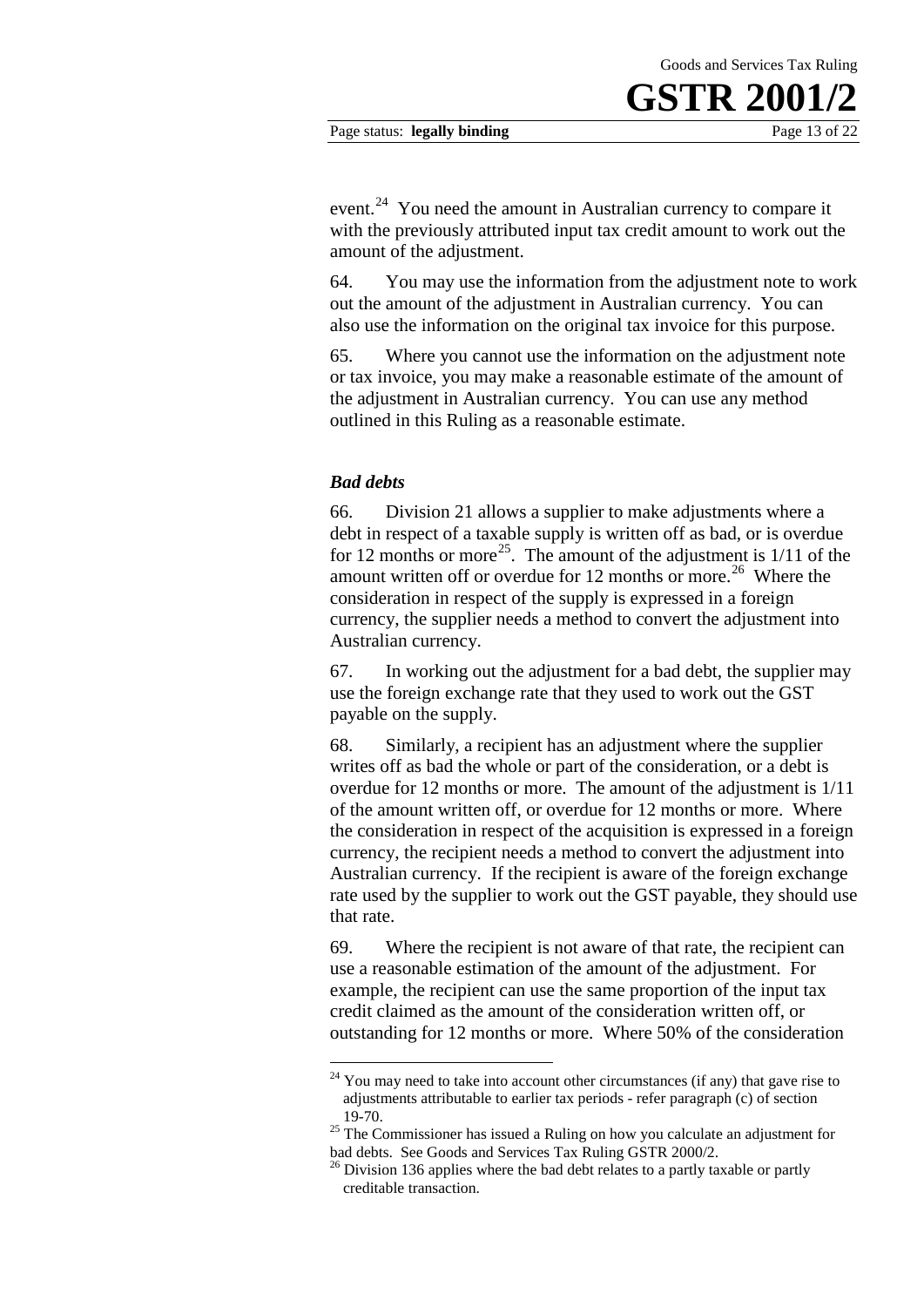event.[24] You need the amount in Australian currency to compare it with the previously attributed input tax credit amount to work out the amount of the adjustment.

64. You may use the information from the adjustment note to work out the amount of the adjustment in Australian currency. You can also use the information on the original tax invoice for this purpose.

65. Where you cannot use the information on the adjustment note or tax invoice, you may make a reasonable estimate of the amount of the adjustment in Australian currency. You can use any method outlined in this Ruling as a reasonable estimate.

### *Bad debts*

66. Division 21 allows a supplier to make adjustments where a debt in respect of a taxable supply is written off as bad, or is overdue for 12 months or more[25]. The amount of the adjustment is 1/11 of the amount written off or overdue for 12 months or more.[26] Where the consideration in respect of the supply is expressed in a foreign currency, the supplier needs a method to convert the adjustment into Australian currency.

67. In working out the adjustment for a bad debt, the supplier may use the foreign exchange rate that they used to work out the GST payable on the supply.

68. Similarly, a recipient has an adjustment where the supplier writes off as bad the whole or part of the consideration, or a debt is overdue for 12 months or more. The amount of the adjustment is 1/11 of the amount written off, or overdue for 12 months or more. Where the consideration in respect of the acquisition is expressed in a foreign currency, the recipient needs a method to convert the adjustment into Australian currency. If the recipient is aware of the foreign exchange rate used by the supplier to work out the GST payable, they should use that rate.

69. Where the recipient is not aware of that rate, the recipient can use a reasonable estimation of the amount of the adjustment. For example, the recipient can use the same proportion of the input tax credit claimed as the amount of the consideration written off, or outstanding for 12 months or more. Where 50% of the consideration

---

[24] You may need to take into account other circumstances (if any) that gave rise to adjustments attributable to earlier tax periods - refer paragraph (c) of section 19-70.

[25] The Commissioner has issued a Ruling on how you calculate an adjustment for bad debts. See Goods and Services Tax Ruling GSTR 2000/2.

[26] Division 136 applies where the bad debt relates to a partly taxable or partly creditable transaction.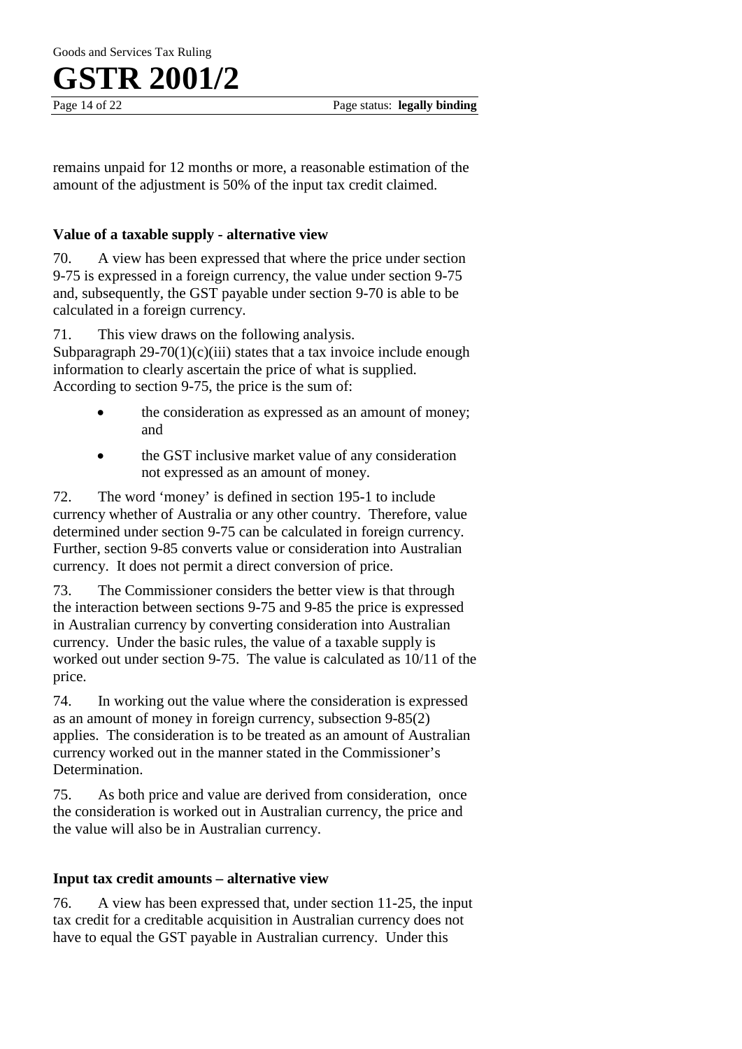remains unpaid for 12 months or more, a reasonable estimation of the amount of the adjustment is 50% of the input tax credit claimed.

### Value of a taxable supply - alternative view

70. A view has been expressed that where the price under section 9-75 is expressed in a foreign currency, the value under section 9-75 and, subsequently, the GST payable under section 9-70 is able to be calculated in a foreign currency.

71. This view draws on the following analysis. Subparagraph 29-70(1)(c)(iii) states that a tax invoice include enough information to clearly ascertain the price of what is supplied. According to section 9-75, the price is the sum of:

- the consideration as expressed as an amount of money; and
- the GST inclusive market value of any consideration not expressed as an amount of money.

72. The word 'money' is defined in section 195-1 to include currency whether of Australia or any other country. Therefore, value determined under section 9-75 can be calculated in foreign currency. Further, section 9-85 converts value or consideration into Australian currency. It does not permit a direct conversion of price.

73. The Commissioner considers the better view is that through the interaction between sections 9-75 and 9-85 the price is expressed in Australian currency by converting consideration into Australian currency. Under the basic rules, the value of a taxable supply is worked out under section 9-75. The value is calculated as 10/11 of the price.

74. In working out the value where the consideration is expressed as an amount of money in foreign currency, subsection 9-85(2) applies. The consideration is to be treated as an amount of Australian currency worked out in the manner stated in the Commissioner's Determination.

75. As both price and value are derived from consideration, once the consideration is worked out in Australian currency, the price and the value will also be in Australian currency.

### Input tax credit amounts – alternative view

76. A view has been expressed that, under section 11-25, the input tax credit for a creditable acquisition in Australian currency does not have to equal the GST payable in Australian currency. Under this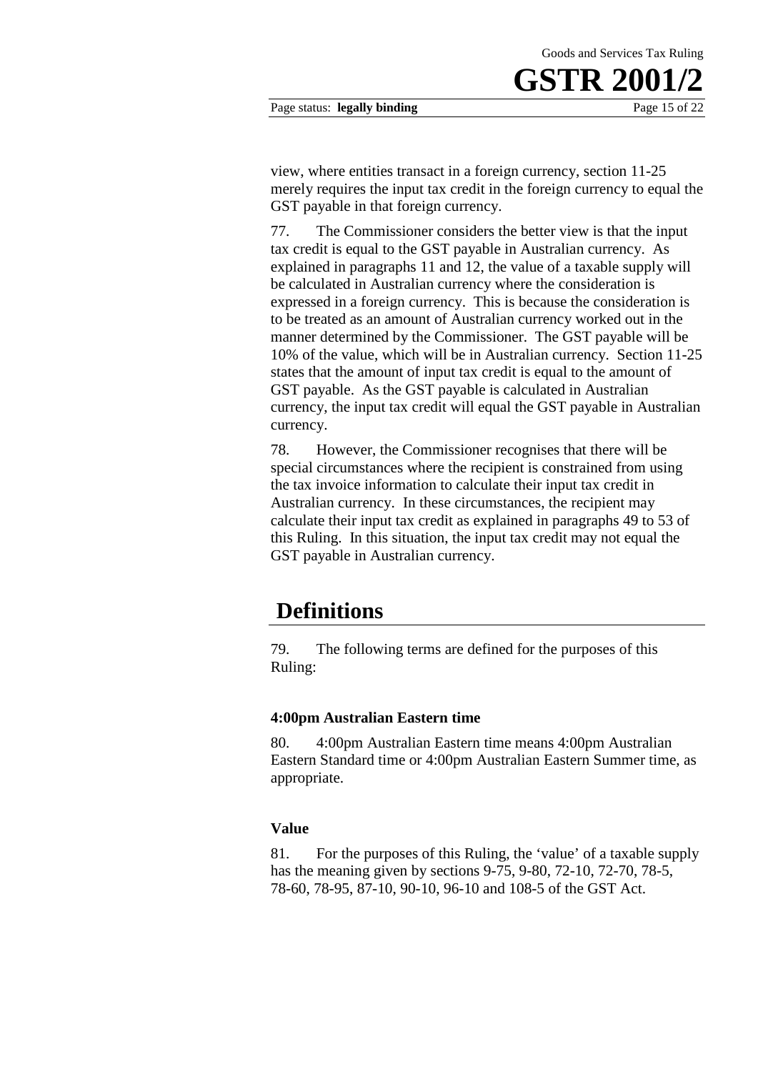view, where entities transact in a foreign currency, section 11-25 merely requires the input tax credit in the foreign currency to equal the GST payable in that foreign currency.

77. The Commissioner considers the better view is that the input tax credit is equal to the GST payable in Australian currency. As explained in paragraphs 11 and 12, the value of a taxable supply will be calculated in Australian currency where the consideration is expressed in a foreign currency. This is because the consideration is to be treated as an amount of Australian currency worked out in the manner determined by the Commissioner. The GST payable will be 10% of the value, which will be in Australian currency. Section 11-25 states that the amount of input tax credit is equal to the amount of GST payable. As the GST payable is calculated in Australian currency, the input tax credit will equal the GST payable in Australian currency.

78. However, the Commissioner recognises that there will be special circumstances where the recipient is constrained from using the tax invoice information to calculate their input tax credit in Australian currency. In these circumstances, the recipient may calculate their input tax credit as explained in paragraphs 49 to 53 of this Ruling. In this situation, the input tax credit may not equal the GST payable in Australian currency.

# Definitions

79. The following terms are defined for the purposes of this Ruling:

### 4:00pm Australian Eastern time

80. 4:00pm Australian Eastern time means 4:00pm Australian Eastern Standard time or 4:00pm Australian Eastern Summer time, as appropriate.

### Value

81. For the purposes of this Ruling, the 'value' of a taxable supply has the meaning given by sections 9-75, 9-80, 72-10, 72-70, 78-5, 78-60, 78-95, 87-10, 90-10, 96-10 and 108-5 of the GST Act.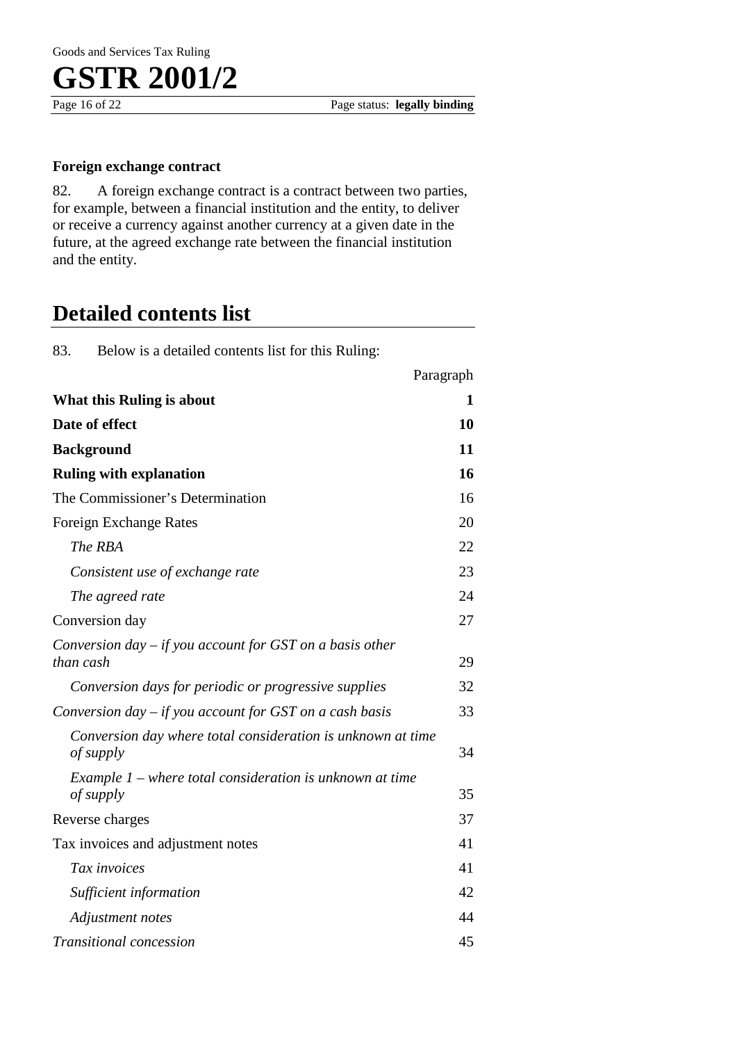### Foreign exchange contract

82. A foreign exchange contract is a contract between two parties, for example, between a financial institution and the entity, to deliver or receive a currency against another currency at a given date in the future, at the agreed exchange rate between the financial institution and the entity.

## Detailed contents list

83. Below is a detailed contents list for this Ruling:

| | Paragraph |
|---|---|
| **What this Ruling is about** | **1** |
| **Date of effect** | **10** |
| **Background** | **11** |
| **Ruling with explanation** | **16** |
| The Commissioner's Determination | 16 |
| Foreign Exchange Rates | 20 |
| *The RBA* | 22 |
| *Consistent use of exchange rate* | 23 |
| *The agreed rate* | 24 |
| Conversion day | 27 |
| *Conversion day – if you account for GST on a basis other than cash* | 29 |
| *Conversion days for periodic or progressive supplies* | 32 |
| *Conversion day – if you account for GST on a cash basis* | 33 |
| *Conversion day where total consideration is unknown at time of supply* | 34 |
| *Example 1 – where total consideration is unknown at time of supply* | 35 |
| Reverse charges | 37 |
| Tax invoices and adjustment notes | 41 |
| *Tax invoices* | 41 |
| *Sufficient information* | 42 |
| *Adjustment notes* | 44 |
| *Transitional concession* | 45 |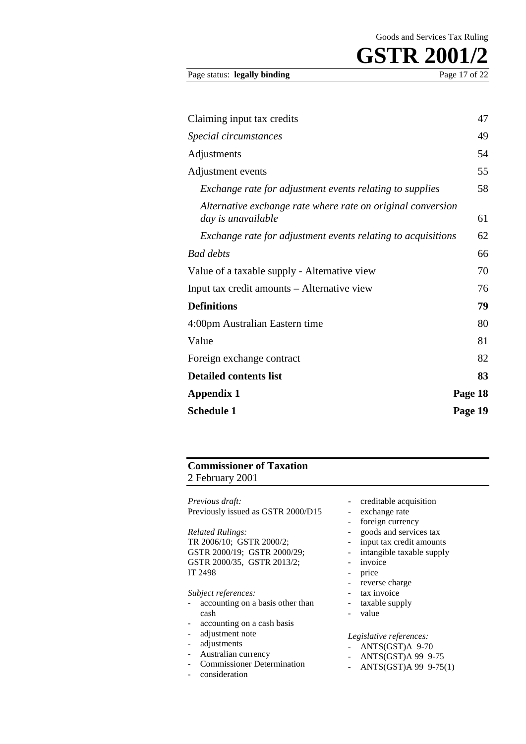| | |
|---|---|
| Claiming input tax credits | 47 |
| *Special circumstances* | 49 |
| Adjustments | 54 |
| Adjustment events | 55 |
| *Exchange rate for adjustment events relating to supplies* | 58 |
| *Alternative exchange rate where rate on original conversion day is unavailable* | 61 |
| *Exchange rate for adjustment events relating to acquisitions* | 62 |
| *Bad debts* | 66 |
| Value of a taxable supply - Alternative view | 70 |
| Input tax credit amounts – Alternative view | 76 |
| **Definitions** | **79** |
| 4:00pm Australian Eastern time | 80 |
| Value | 81 |
| Foreign exchange contract | 82 |
| **Detailed contents list** | **83** |
| **Appendix 1** | **Page 18** |
| **Schedule 1** | **Page 19** |

**Commissioner of Taxation**
2 February 2001

*Previous draft:*
Previously issued as GSTR 2000/D15

*Related Rulings:*
TR 2006/10; GSTR 2000/2; GSTR 2000/19; GSTR 2000/29; GSTR 2000/35, GSTR 2013/2; IT 2498

*Subject references:*
- accounting on a basis other than cash
- accounting on a cash basis
- adjustment note
- adjustments
- Australian currency
- Commissioner Determination
- consideration
- creditable acquisition
- exchange rate
- foreign currency
- goods and services tax
- input tax credit amounts
- intangible taxable supply
- invoice
- price
- reverse charge
- tax invoice
- taxable supply
- value

*Legislative references:*
- ANTS(GST)A 9-70
- ANTS(GST)A 99 9-75
- ANTS(GST)A 99 9-75(1)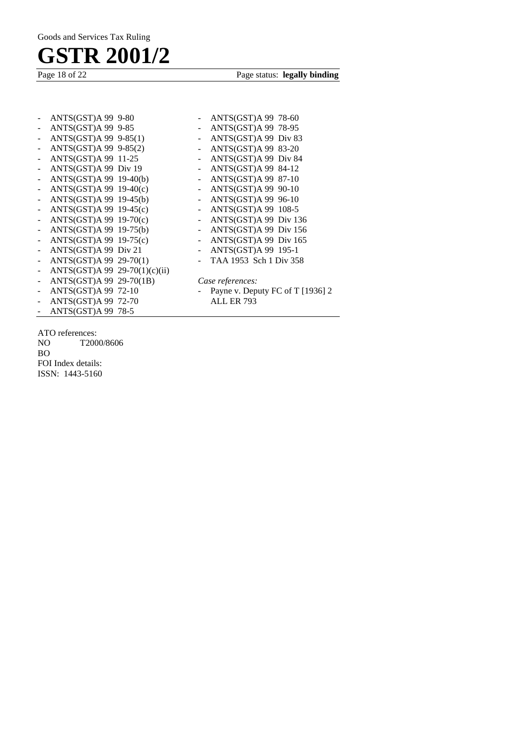- ANTS(GST)A 99 9-80
- ANTS(GST)A 99 9-85
- ANTS(GST)A 99 9-85(1)
- ANTS(GST)A 99 9-85(2)
- ANTS(GST)A 99 11-25
- ANTS(GST)A 99 Div 19
- ANTS(GST)A 99 19-40(b)
- ANTS(GST)A 99 19-40(c)
- ANTS(GST)A 99 19-45(b)
- ANTS(GST)A 99 19-45(c)
- ANTS(GST)A 99 19-70(c)
- ANTS(GST)A 99 19-75(b)
- ANTS(GST)A 99 19-75(c)
- ANTS(GST)A 99 Div 21
- ANTS(GST)A 99 29-70(1)
- ANTS(GST)A 99 29-70(1)(c)(ii)
- ANTS(GST)A 99 29-70(1B)
- ANTS(GST)A 99 72-10
- ANTS(GST)A 99 72-70
- ANTS(GST)A 99 78-5
- ANTS(GST)A 99 78-60
- ANTS(GST)A 99 78-95
- ANTS(GST)A 99 Div 83
- ANTS(GST)A 99 83-20
- ANTS(GST)A 99 Div 84
- ANTS(GST)A 99 84-12
- ANTS(GST)A 99 87-10
- ANTS(GST)A 99 90-10
- ANTS(GST)A 99 96-10
- ANTS(GST)A 99 108-5
- ANTS(GST)A 99 Div 136
- ANTS(GST)A 99 Div 156
- ANTS(GST)A 99 Div 165
- ANTS(GST)A 99 195-1
- TAA 1953 Sch 1 Div 358

*Case references:*

- Payne v. Deputy FC of T [1936] 2 ALL ER 793

ATO references:
NO T2000/8606
BO
FOI Index details:
ISSN: 1443-5160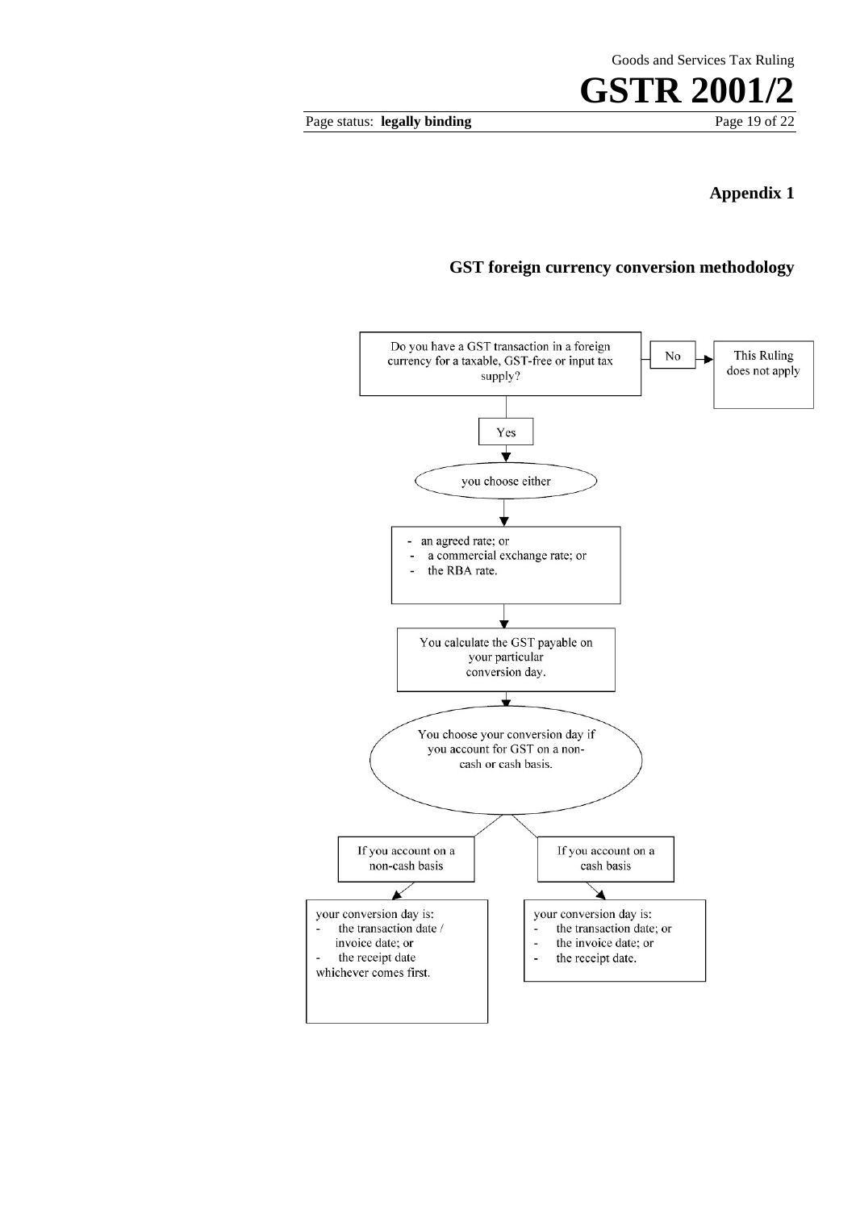## Appendix 1

### GST foreign currency conversion methodology

Do you have a GST transaction in a foreign currency for a taxable, GST-free or input tax supply?

No → This Ruling does not apply

Yes ↓

you choose either

- an agreed rate; or
- a commercial exchange rate; or
- the RBA rate.

↓

You calculate the GST payable on your particular conversion day.

↓

You choose your conversion day if you account for GST on a non-cash or cash basis.

If you account on a non-cash basis

your conversion day is:

- the transaction date / invoice date; or
- the receipt date

whichever comes first.

If you account on a cash basis

your conversion day is:

- the transaction date; or
- the invoice date; or
- the receipt date.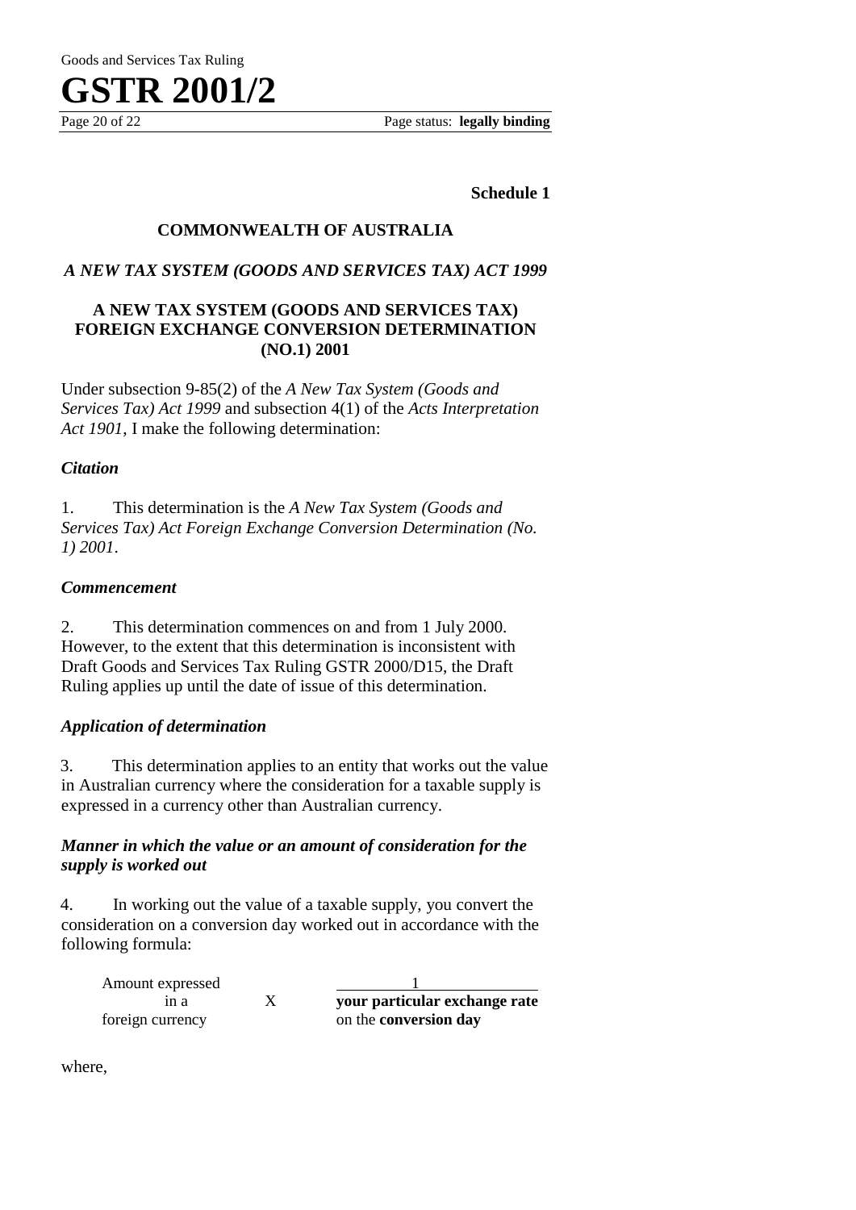**Schedule 1**

## COMMONWEALTH OF AUSTRALIA

### *A NEW TAX SYSTEM (GOODS AND SERVICES TAX) ACT 1999*

### A NEW TAX SYSTEM (GOODS AND SERVICES TAX) FOREIGN EXCHANGE CONVERSION DETERMINATION (NO.1) 2001

Under subsection 9-85(2) of the *A New Tax System (Goods and Services Tax) Act 1999* and subsection 4(1) of the *Acts Interpretation Act 1901*, I make the following determination:

#### *Citation*

1. This determination is the *A New Tax System (Goods and Services Tax) Act Foreign Exchange Conversion Determination (No. 1) 2001*.

#### *Commencement*

2. This determination commences on and from 1 July 2000. However, to the extent that this determination is inconsistent with Draft Goods and Services Tax Ruling GSTR 2000/D15, the Draft Ruling applies up until the date of issue of this determination.

#### *Application of determination*

3. This determination applies to an entity that works out the value in Australian currency where the consideration for a taxable supply is expressed in a currency other than Australian currency.

#### *Manner in which the value or an amount of consideration for the supply is worked out*

4. In working out the value of a taxable supply, you convert the consideration on a conversion day worked out in accordance with the following formula:

$$\text{Amount expressed in a foreign currency} \times \frac{1}{\textbf{your particular exchange rate} \text{ on the } \textbf{conversion day}}$$

where,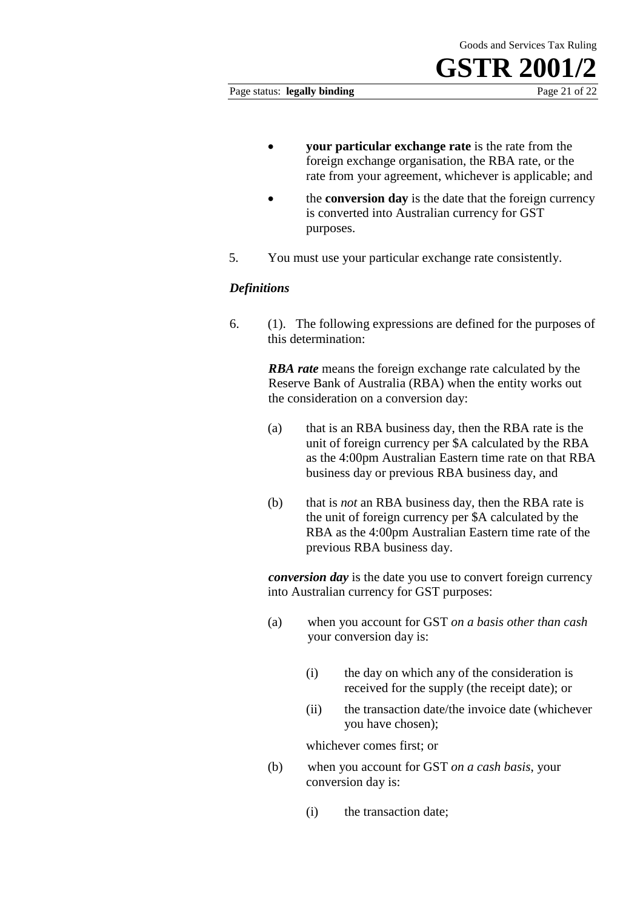- **your particular exchange rate** is the rate from the foreign exchange organisation, the RBA rate, or the rate from your agreement, whichever is applicable; and
- the **conversion day** is the date that the foreign currency is converted into Australian currency for GST purposes.

5. You must use your particular exchange rate consistently.

### *Definitions*

6. (1). The following expressions are defined for the purposes of this determination:

***RBA rate*** means the foreign exchange rate calculated by the Reserve Bank of Australia (RBA) when the entity works out the consideration on a conversion day:

(a) that is an RBA business day, then the RBA rate is the unit of foreign currency per $A calculated by the RBA as the 4:00pm Australian Eastern time rate on that RBA business day or previous RBA business day, and

(b) that is *not* an RBA business day, then the RBA rate is the unit of foreign currency per $A calculated by the RBA as the 4:00pm Australian Eastern time rate of the previous RBA business day.

***conversion day*** is the date you use to convert foreign currency into Australian currency for GST purposes:

(a) when you account for GST *on a basis other than cash* your conversion day is:

(i) the day on which any of the consideration is received for the supply (the receipt date); or

(ii) the transaction date/the invoice date (whichever you have chosen);

whichever comes first; or

(b) when you account for GST *on a cash basis*, your conversion day is:

(i) the transaction date;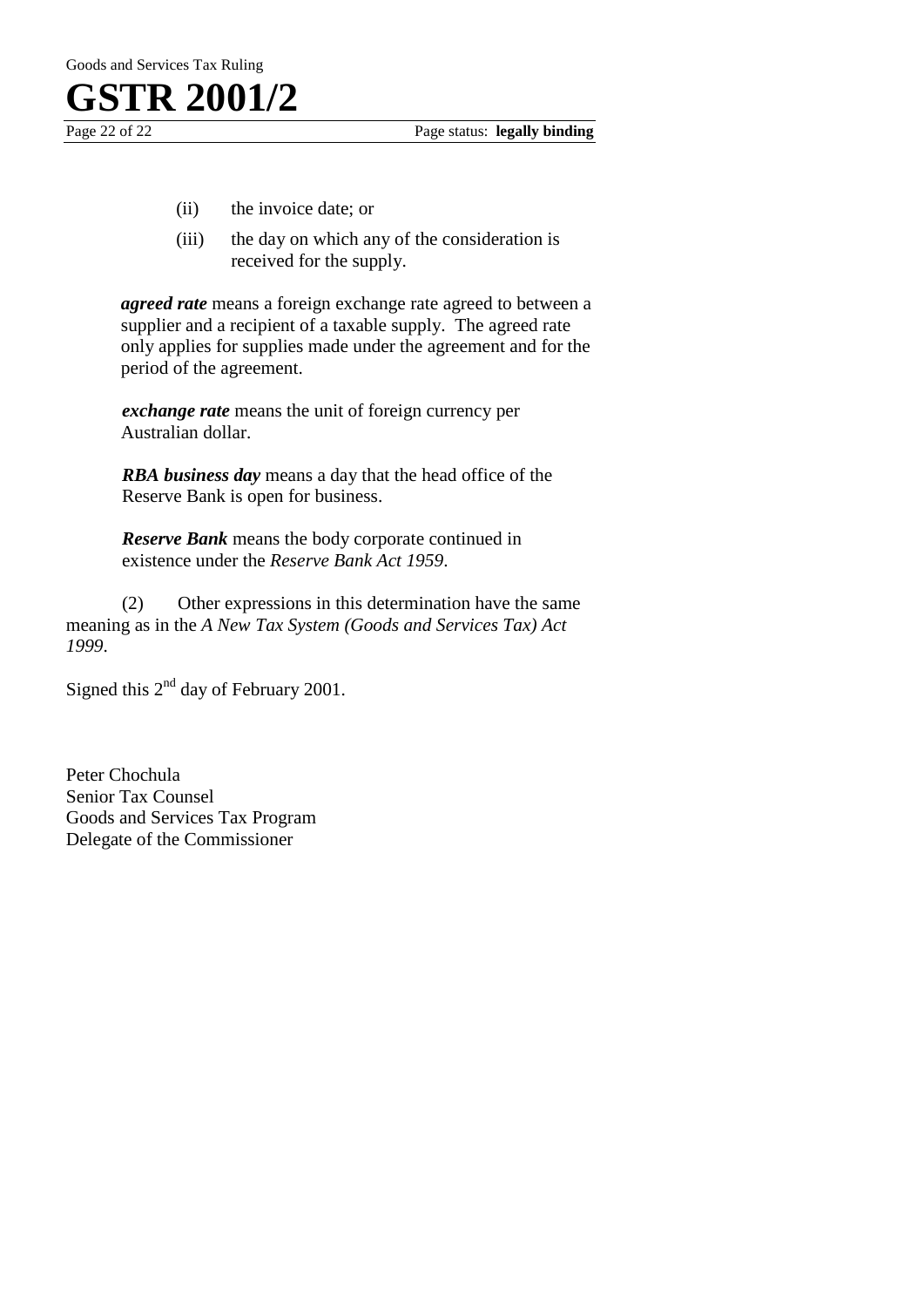(ii) the invoice date; or

(iii) the day on which any of the consideration is received for the supply.

***agreed rate*** means a foreign exchange rate agreed to between a supplier and a recipient of a taxable supply. The agreed rate only applies for supplies made under the agreement and for the period of the agreement.

***exchange rate*** means the unit of foreign currency per Australian dollar.

***RBA business day*** means a day that the head office of the Reserve Bank is open for business.

***Reserve Bank*** means the body corporate continued in existence under the *Reserve Bank Act 1959*.

(2) Other expressions in this determination have the same meaning as in the *A New Tax System (Goods and Services Tax) Act 1999*.

Signed this 2nd day of February 2001.

Peter Chochula
Senior Tax Counsel
Goods and Services Tax Program
Delegate of the Commissioner